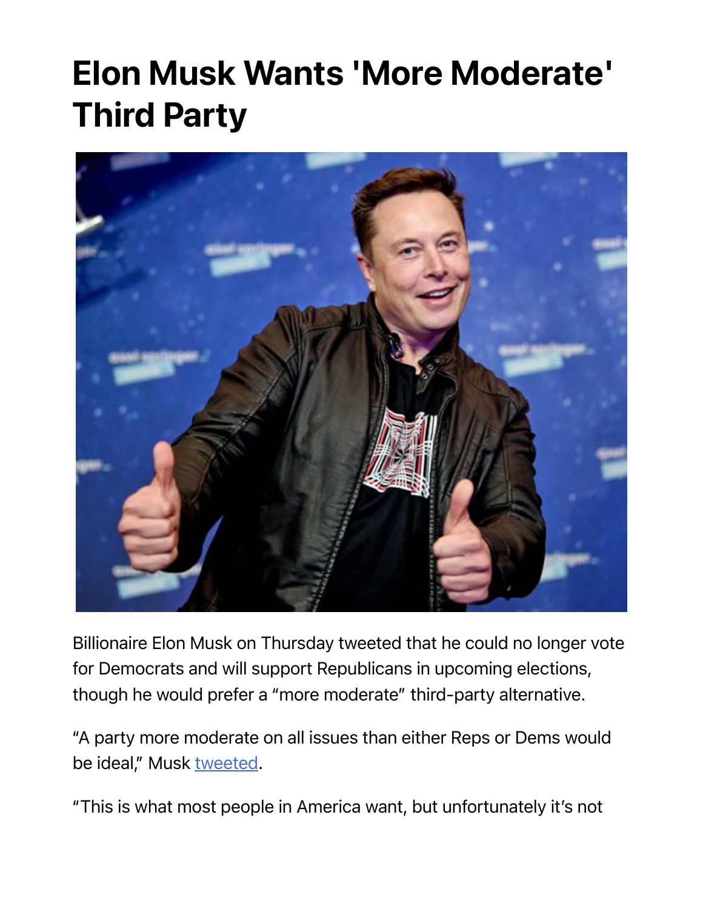# Elon Musk Wants 'More Moderate' Third Party

Billionaire Elon Musk on Thursday tweeted that he could no longer vote for Democrats and will support Republicans in upcoming elections, though he would prefer a "more moderate" third-party alternative.

"A party more moderate on all issues than either Reps or Dems would be ideal," Musk tweeted.

"This is what most people in America want, but unfortunately it's not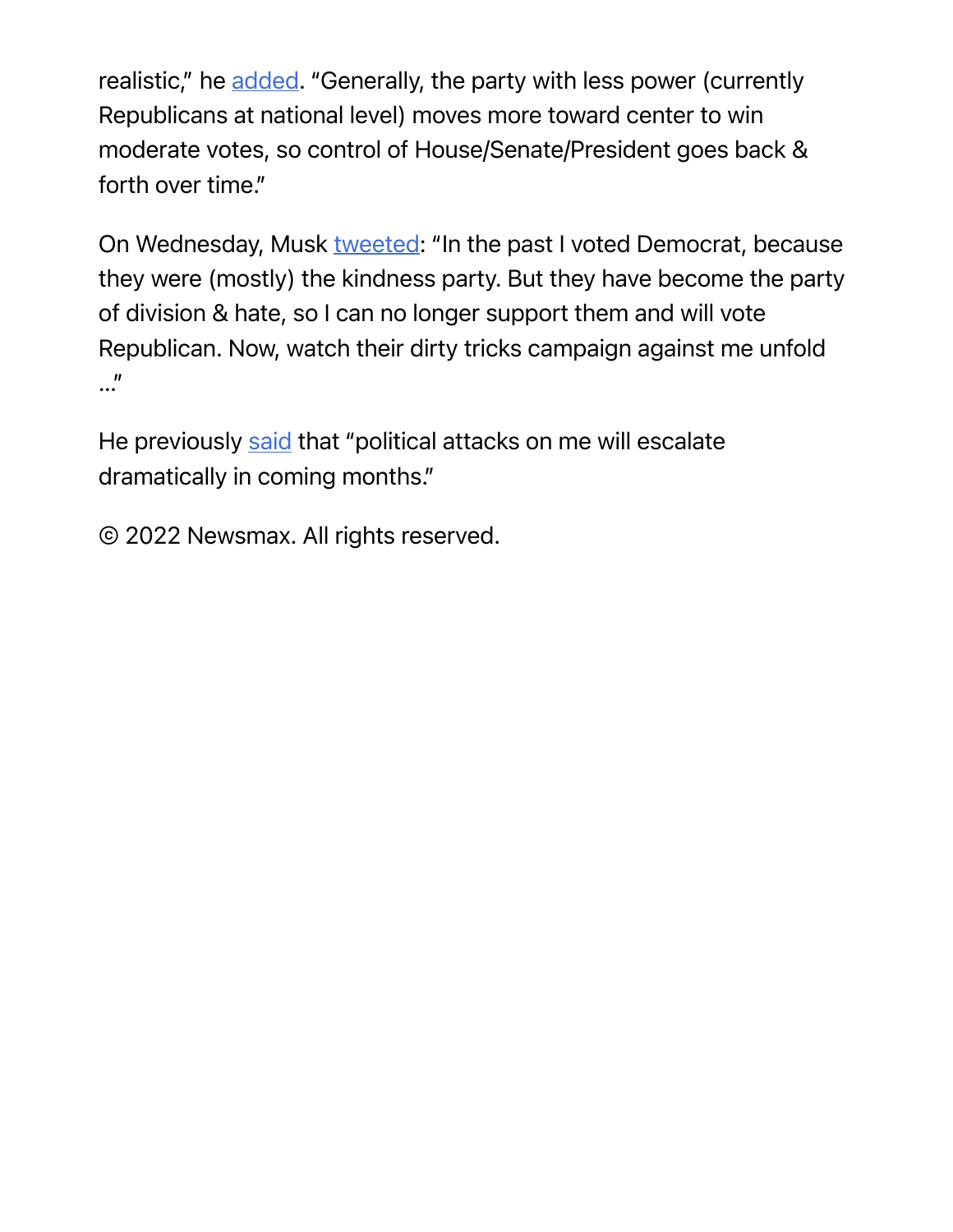realistic," he added. "Generally, the party with less power (currently Republicans at national level) moves more toward center to win moderate votes, so control of House/Senate/President goes back & forth over time."

On Wednesday, Musk tweeted: "In the past I voted Democrat, because they were (mostly) the kindness party. But they have become the party of division & hate, so I can no longer support them and will vote Republican. Now, watch their dirty tricks campaign against me unfold …"

He previously said that "political attacks on me will escalate dramatically in coming months."

© 2022 Newsmax. All rights reserved.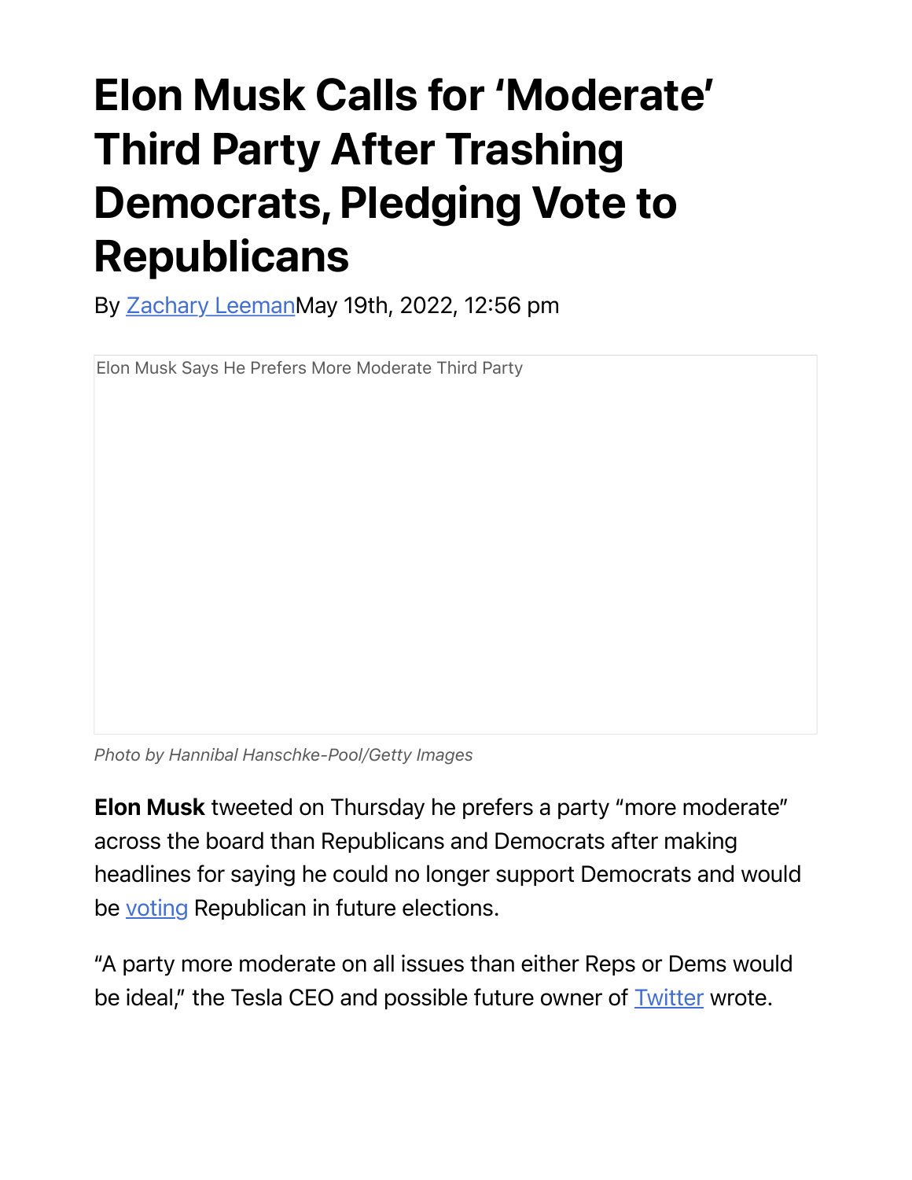# Elon Musk Calls for 'Moderate' Third Party After Trashing Democrats, Pledging Vote to Republicans

By Zachary Leeman May 19th, 2022, 12:56 pm

Elon Musk Says He Prefers More Moderate Third Party

*Photo by Hannibal Hanschke-Pool/Getty Images*

**Elon Musk** tweeted on Thursday he prefers a party "more moderate" across the board than Republicans and Democrats after making headlines for saying he could no longer support Democrats and would be voting Republican in future elections.

"A party more moderate on all issues than either Reps or Dems would be ideal," the Tesla CEO and possible future owner of Twitter wrote.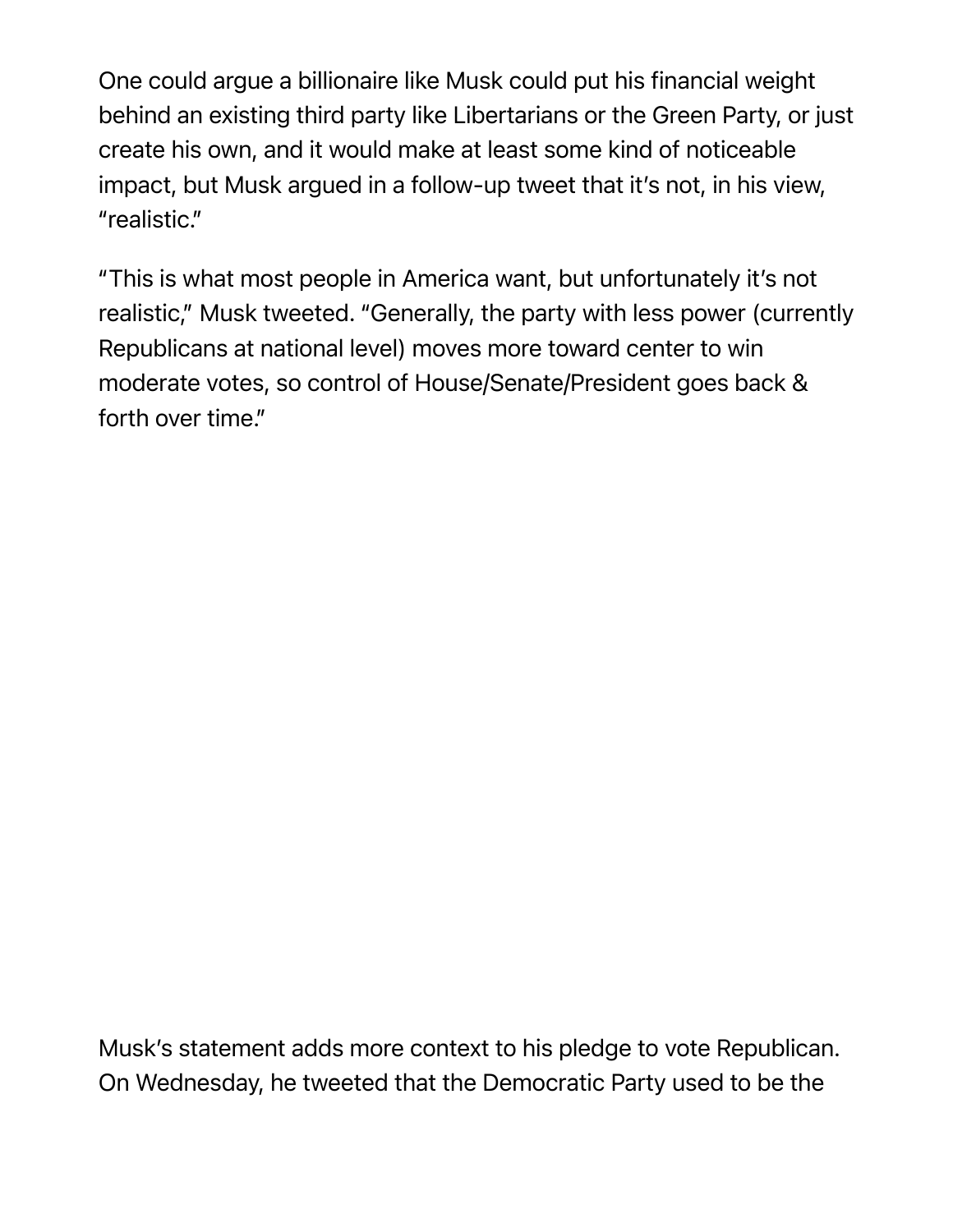One could argue a billionaire like Musk could put his financial weight behind an existing third party like Libertarians or the Green Party, or just create his own, and it would make at least some kind of noticeable impact, but Musk argued in a follow-up tweet that it's not, in his view, "realistic."

"This is what most people in America want, but unfortunately it's not realistic," Musk tweeted. "Generally, the party with less power (currently Republicans at national level) moves more toward center to win moderate votes, so control of House/Senate/President goes back & forth over time."

Musk's statement adds more context to his pledge to vote Republican. On Wednesday, he tweeted that the Democratic Party used to be the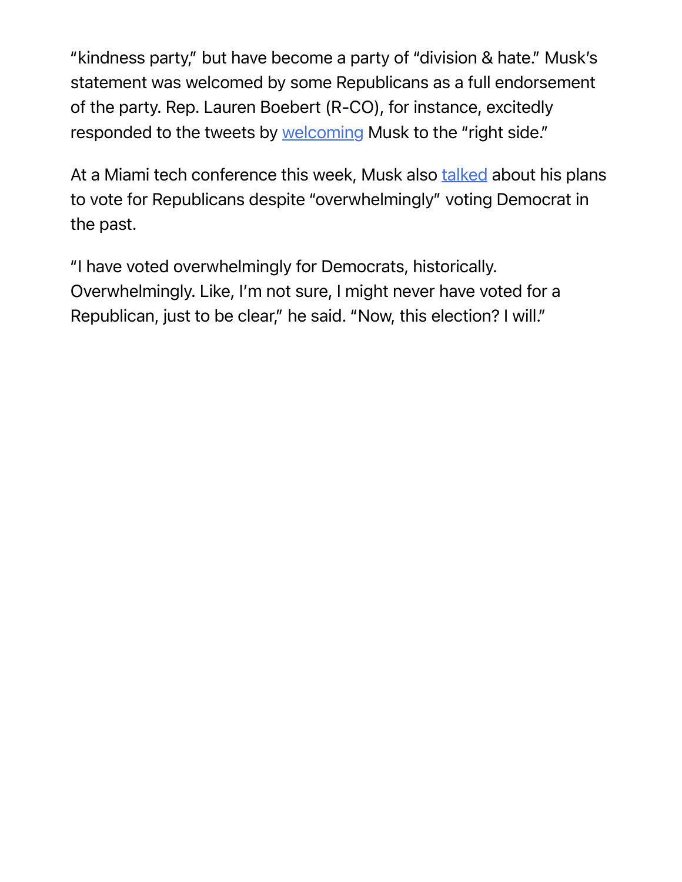"kindness party," but have become a party of "division & hate." Musk's statement was welcomed by some Republicans as a full endorsement of the party. Rep. Lauren Boebert (R-CO), for instance, excitedly responded to the tweets by welcoming Musk to the "right side."

At a Miami tech conference this week, Musk also talked about his plans to vote for Republicans despite "overwhelmingly" voting Democrat in the past.

"I have voted overwhelmingly for Democrats, historically. Overwhelmingly. Like, I'm not sure, I might never have voted for a Republican, just to be clear," he said. "Now, this election? I will."